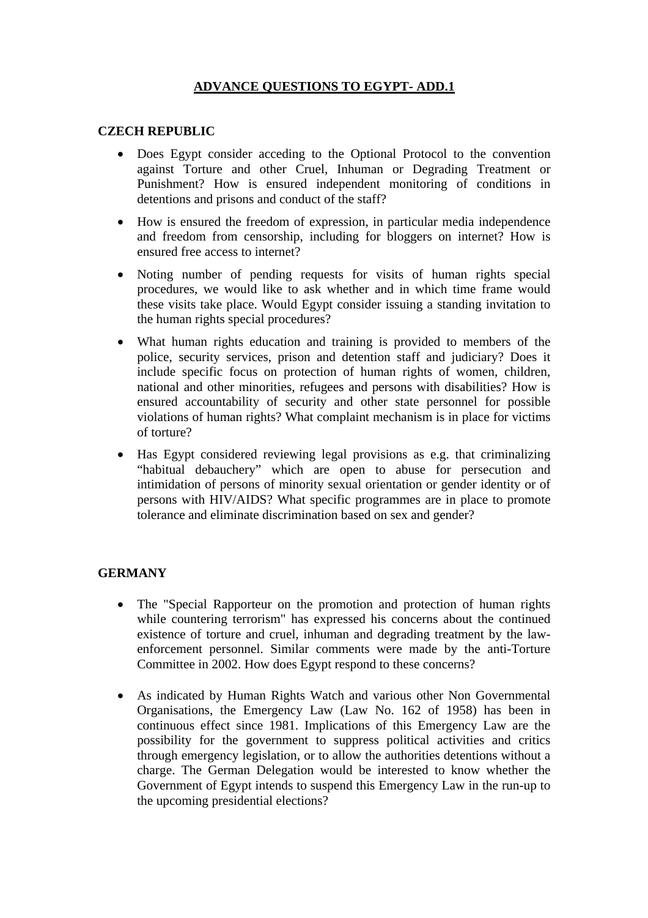# ADVANCE QUESTIONS TO EGYPT- ADD.1

## CZECH REPUBLIC

- Does Egypt consider acceding to the Optional Protocol to the convention against Torture and other Cruel, Inhuman or Degrading Treatment or Punishment? How is ensured independent monitoring of conditions in detentions and prisons and conduct of the staff?
- How is ensured the freedom of expression, in particular media independence and freedom from censorship, including for bloggers on internet? How is ensured free access to internet?
- Noting number of pending requests for visits of human rights special procedures, we would like to ask whether and in which time frame would these visits take place. Would Egypt consider issuing a standing invitation to the human rights special procedures?
- What human rights education and training is provided to members of the police, security services, prison and detention staff and judiciary? Does it include specific focus on protection of human rights of women, children, national and other minorities, refugees and persons with disabilities? How is ensured accountability of security and other state personnel for possible violations of human rights? What complaint mechanism is in place for victims of torture?
- Has Egypt considered reviewing legal provisions as e.g. that criminalizing "habitual debauchery" which are open to abuse for persecution and intimidation of persons of minority sexual orientation or gender identity or of persons with HIV/AIDS? What specific programmes are in place to promote tolerance and eliminate discrimination based on sex and gender?

## GERMANY

- The "Special Rapporteur on the promotion and protection of human rights while countering terrorism" has expressed his concerns about the continued existence of torture and cruel, inhuman and degrading treatment by the law-enforcement personnel. Similar comments were made by the anti-Torture Committee in 2002. How does Egypt respond to these concerns?
- As indicated by Human Rights Watch and various other Non Governmental Organisations, the Emergency Law (Law No. 162 of 1958) has been in continuous effect since 1981. Implications of this Emergency Law are the possibility for the government to suppress political activities and critics through emergency legislation, or to allow the authorities detentions without a charge. The German Delegation would be interested to know whether the Government of Egypt intends to suspend this Emergency Law in the run-up to the upcoming presidential elections?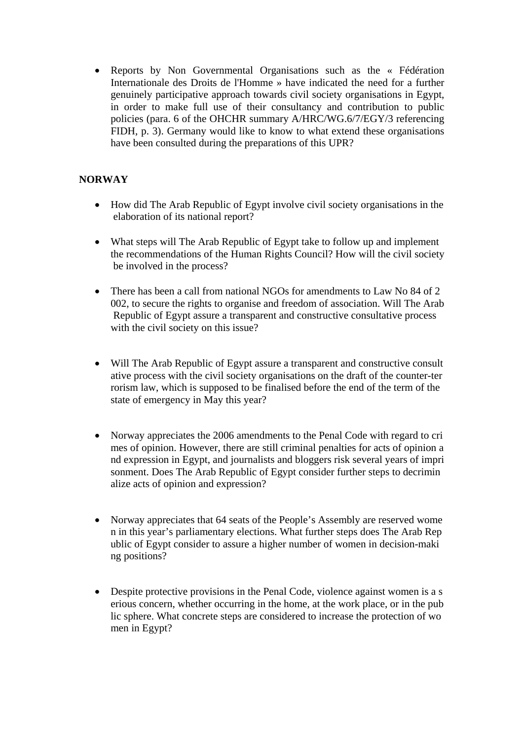- Reports by Non Governmental Organisations such as the « Fédération Internationale des Droits de l'Homme » have indicated the need for a further genuinely participative approach towards civil society organisations in Egypt, in order to make full use of their consultancy and contribution to public policies (para. 6 of the OHCHR summary A/HRC/WG.6/7/EGY/3 referencing FIDH, p. 3). Germany would like to know to what extend these organisations have been consulted during the preparations of this UPR?

**NORWAY**

- How did The Arab Republic of Egypt involve civil society organisations in the elaboration of its national report?

- What steps will The Arab Republic of Egypt take to follow up and implement the recommendations of the Human Rights Council? How will the civil society be involved in the process?

- There has been a call from national NGOs for amendments to Law No 84 of 2002, to secure the rights to organise and freedom of association. Will The Arab Republic of Egypt assure a transparent and constructive consultative process with the civil society on this issue?

- Will The Arab Republic of Egypt assure a transparent and constructive consultative process with the civil society organisations on the draft of the counter-terrorism law, which is supposed to be finalised before the end of the term of the state of emergency in May this year?

- Norway appreciates the 2006 amendments to the Penal Code with regard to crimes of opinion. However, there are still criminal penalties for acts of opinion and expression in Egypt, and journalists and bloggers risk several years of imprisonment. Does The Arab Republic of Egypt consider further steps to decriminalize acts of opinion and expression?

- Norway appreciates that 64 seats of the People's Assembly are reserved women in this year's parliamentary elections. What further steps does The Arab Republic of Egypt consider to assure a higher number of women in decision-making positions?

- Despite protective provisions in the Penal Code, violence against women is a serious concern, whether occurring in the home, at the work place, or in the public sphere. What concrete steps are considered to increase the protection of women in Egypt?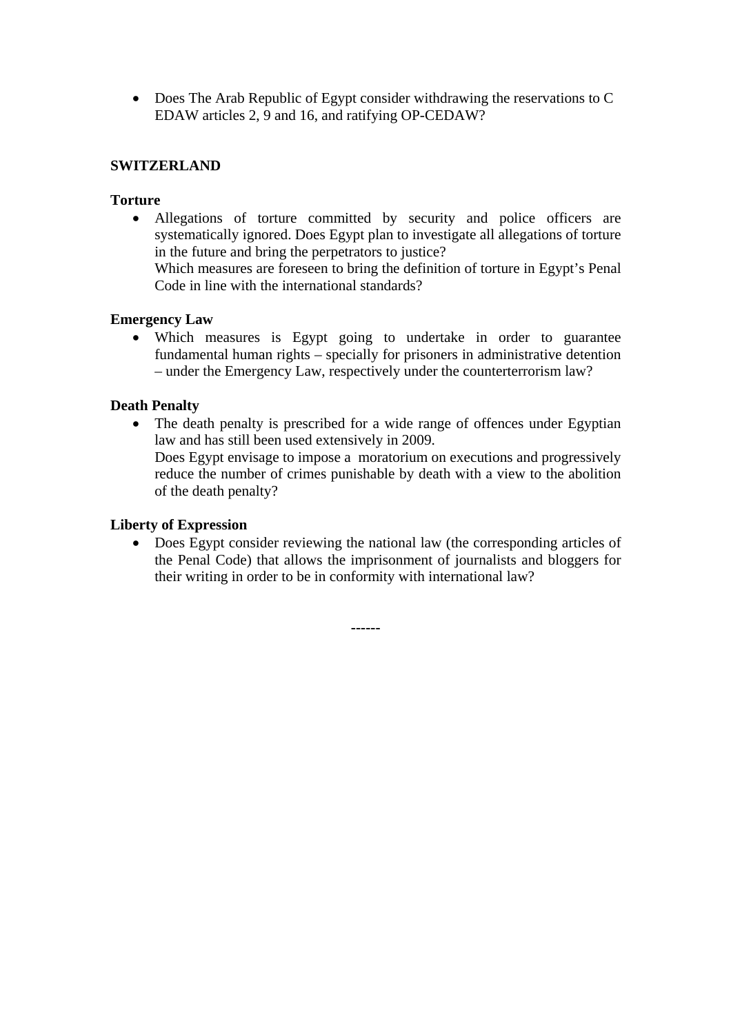- Does The Arab Republic of Egypt consider withdrawing the reservations to CEDAW articles 2, 9 and 16, and ratifying OP-CEDAW?

**SWITZERLAND**

**Torture**

- Allegations of torture committed by security and police officers are systematically ignored. Does Egypt plan to investigate all allegations of torture in the future and bring the perpetrators to justice?
  Which measures are foreseen to bring the definition of torture in Egypt's Penal Code in line with the international standards?

**Emergency Law**

- Which measures is Egypt going to undertake in order to guarantee fundamental human rights – specially for prisoners in administrative detention – under the Emergency Law, respectively under the counterterrorism law?

**Death Penalty**

- The death penalty is prescribed for a wide range of offences under Egyptian law and has still been used extensively in 2009.
  Does Egypt envisage to impose a moratorium on executions and progressively reduce the number of crimes punishable by death with a view to the abolition of the death penalty?

**Liberty of Expression**

- Does Egypt consider reviewing the national law (the corresponding articles of the Penal Code) that allows the imprisonment of journalists and bloggers for their writing in order to be in conformity with international law?

------